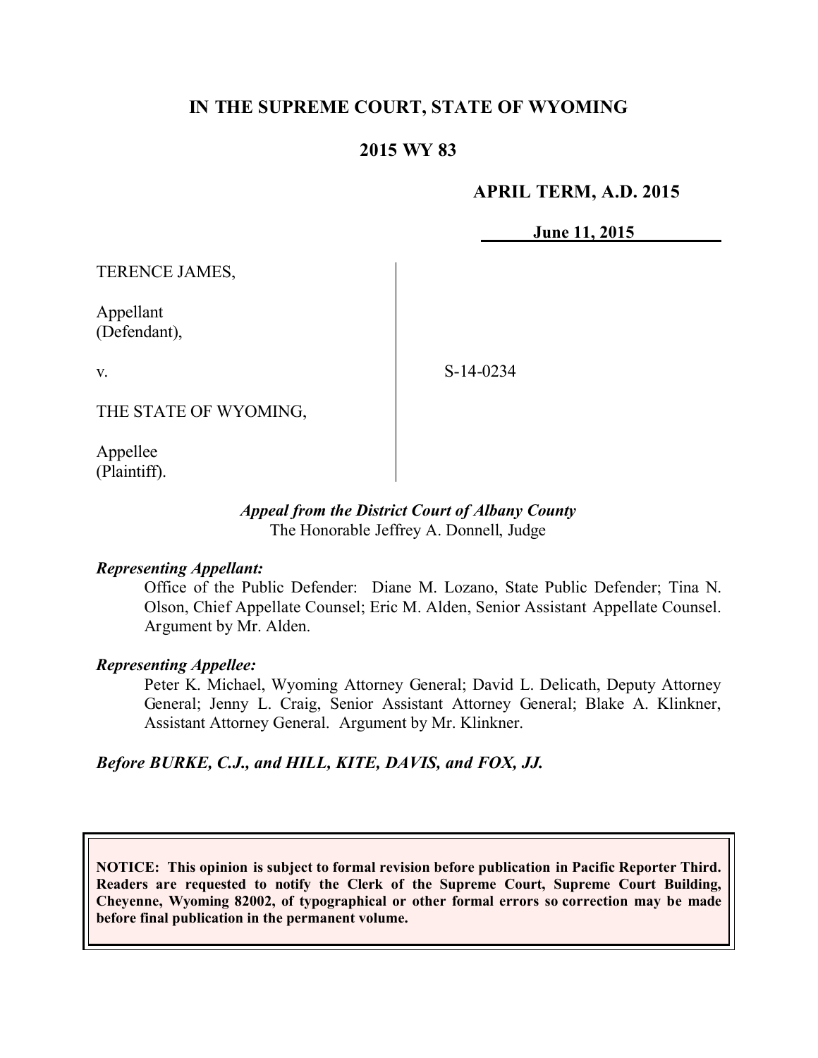# IN THE SUPREME COURT, STATE OF WYOMING

## 2015 WY 83

**APRIL TERM, A.D. 2015**

**June 11, 2015**

TERENCE JAMES,

Appellant
(Defendant),

v.

S-14-0234

THE STATE OF WYOMING,

Appellee
(Plaintiff).

*Appeal from the District Court of Albany County*
The Honorable Jeffrey A. Donnell, Judge

***Representing Appellant:***

Office of the Public Defender: Diane M. Lozano, State Public Defender; Tina N. Olson, Chief Appellate Counsel; Eric M. Alden, Senior Assistant Appellate Counsel. Argument by Mr. Alden.

***Representing Appellee:***

Peter K. Michael, Wyoming Attorney General; David L. Delicath, Deputy Attorney General; Jenny L. Craig, Senior Assistant Attorney General; Blake A. Klinkner, Assistant Attorney General. Argument by Mr. Klinkner.

***Before BURKE, C.J., and HILL, KITE, DAVIS, and FOX, JJ.***

**NOTICE: This opinion is subject to formal revision before publication in Pacific Reporter Third. Readers are requested to notify the Clerk of the Supreme Court, Supreme Court Building, Cheyenne, Wyoming 82002, of typographical or other formal errors so correction may be made before final publication in the permanent volume.**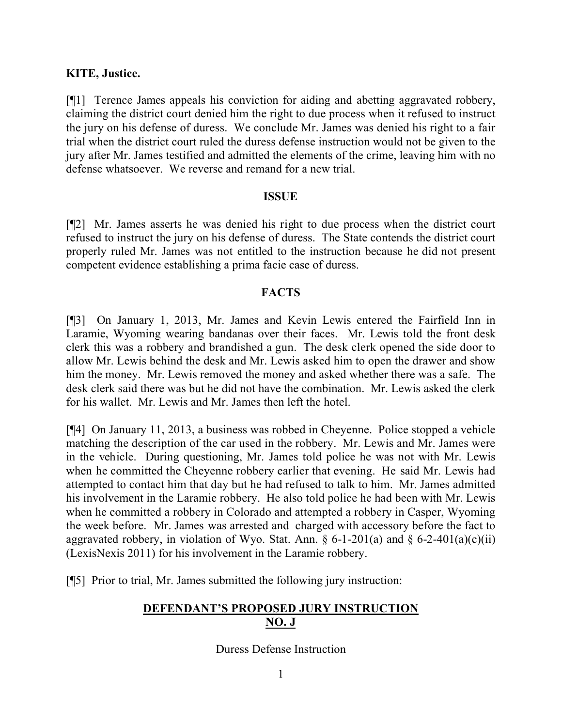**KITE, Justice.**

[¶1] Terence James appeals his conviction for aiding and abetting aggravated robbery, claiming the district court denied him the right to due process when it refused to instruct the jury on his defense of duress. We conclude Mr. James was denied his right to a fair trial when the district court ruled the duress defense instruction would not be given to the jury after Mr. James testified and admitted the elements of the crime, leaving him with no defense whatsoever. We reverse and remand for a new trial.

## ISSUE

[¶2] Mr. James asserts he was denied his right to due process when the district court refused to instruct the jury on his defense of duress. The State contends the district court properly ruled Mr. James was not entitled to the instruction because he did not present competent evidence establishing a prima facie case of duress.

## FACTS

[¶3] On January 1, 2013, Mr. James and Kevin Lewis entered the Fairfield Inn in Laramie, Wyoming wearing bandanas over their faces. Mr. Lewis told the front desk clerk this was a robbery and brandished a gun. The desk clerk opened the side door to allow Mr. Lewis behind the desk and Mr. Lewis asked him to open the drawer and show him the money. Mr. Lewis removed the money and asked whether there was a safe. The desk clerk said there was but he did not have the combination. Mr. Lewis asked the clerk for his wallet. Mr. Lewis and Mr. James then left the hotel.

[¶4] On January 11, 2013, a business was robbed in Cheyenne. Police stopped a vehicle matching the description of the car used in the robbery. Mr. Lewis and Mr. James were in the vehicle. During questioning, Mr. James told police he was not with Mr. Lewis when he committed the Cheyenne robbery earlier that evening. He said Mr. Lewis had attempted to contact him that day but he had refused to talk to him. Mr. James admitted his involvement in the Laramie robbery. He also told police he had been with Mr. Lewis when he committed a robbery in Colorado and attempted a robbery in Casper, Wyoming the week before. Mr. James was arrested and charged with accessory before the fact to aggravated robbery, in violation of Wyo. Stat. Ann. § 6-1-201(a) and § 6-2-401(a)(c)(ii) (LexisNexis 2011) for his involvement in the Laramie robbery.

[¶5] Prior to trial, Mr. James submitted the following jury instruction:

**<u>DEFENDANT'S PROPOSED JURY INSTRUCTION NO. J</u>**

Duress Defense Instruction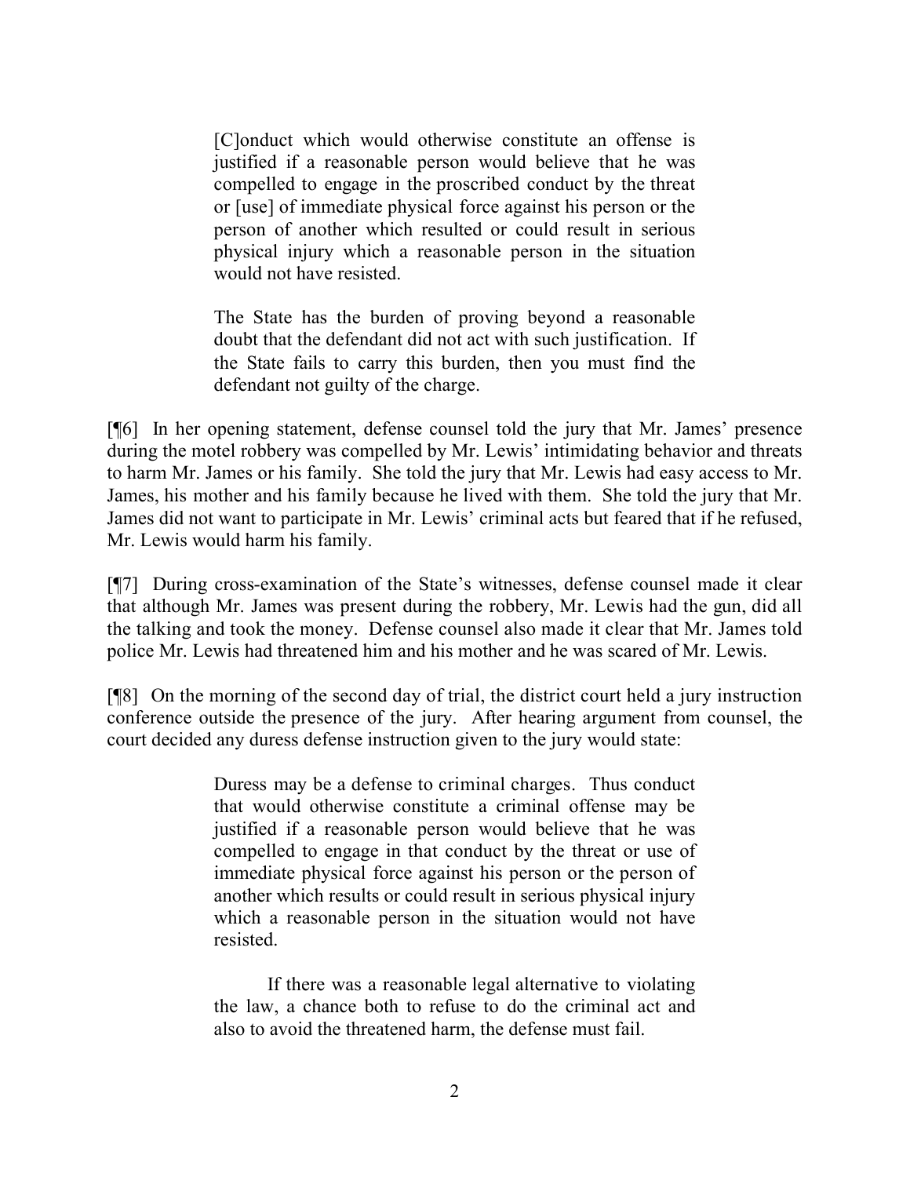> [C]onduct which would otherwise constitute an offense is justified if a reasonable person would believe that he was compelled to engage in the proscribed conduct by the threat or [use] of immediate physical force against his person or the person of another which resulted or could result in serious physical injury which a reasonable person in the situation would not have resisted.
>
> The State has the burden of proving beyond a reasonable doubt that the defendant did not act with such justification. If the State fails to carry this burden, then you must find the defendant not guilty of the charge.

[¶6] In her opening statement, defense counsel told the jury that Mr. James' presence during the motel robbery was compelled by Mr. Lewis' intimidating behavior and threats to harm Mr. James or his family. She told the jury that Mr. Lewis had easy access to Mr. James, his mother and his family because he lived with them. She told the jury that Mr. James did not want to participate in Mr. Lewis' criminal acts but feared that if he refused, Mr. Lewis would harm his family.

[¶7] During cross-examination of the State's witnesses, defense counsel made it clear that although Mr. James was present during the robbery, Mr. Lewis had the gun, did all the talking and took the money. Defense counsel also made it clear that Mr. James told police Mr. Lewis had threatened him and his mother and he was scared of Mr. Lewis.

[¶8] On the morning of the second day of trial, the district court held a jury instruction conference outside the presence of the jury. After hearing argument from counsel, the court decided any duress defense instruction given to the jury would state:

> Duress may be a defense to criminal charges. Thus conduct that would otherwise constitute a criminal offense may be justified if a reasonable person would believe that he was compelled to engage in that conduct by the threat or use of immediate physical force against his person or the person of another which results or could result in serious physical injury which a reasonable person in the situation would not have resisted.
>
> If there was a reasonable legal alternative to violating the law, a chance both to refuse to do the criminal act and also to avoid the threatened harm, the defense must fail.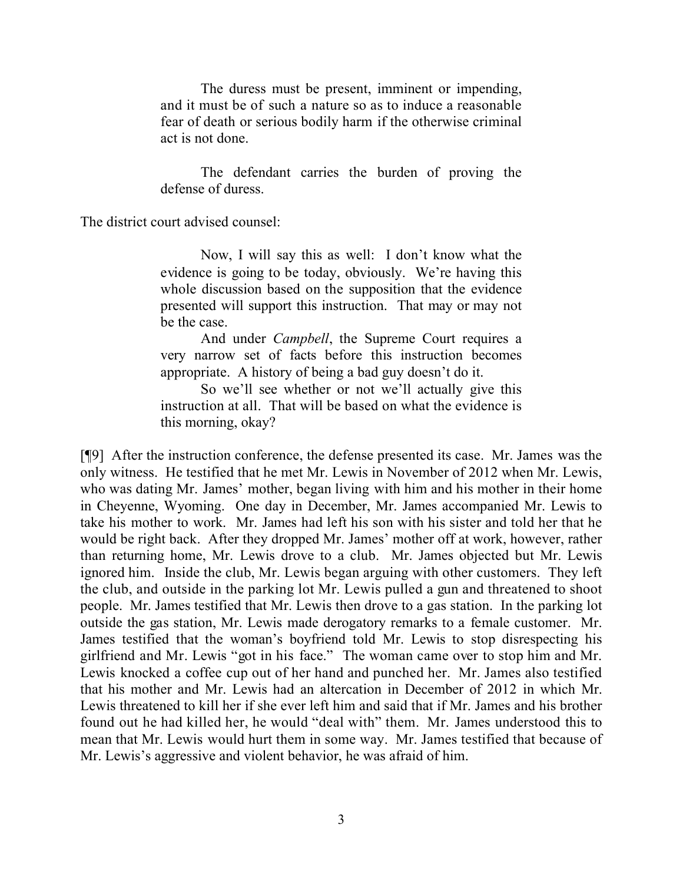> The duress must be present, imminent or impending, and it must be of such a nature so as to induce a reasonable fear of death or serious bodily harm if the otherwise criminal act is not done.
>
> The defendant carries the burden of proving the defense of duress.

The district court advised counsel:

> Now, I will say this as well: I don't know what the evidence is going to be today, obviously. We're having this whole discussion based on the supposition that the evidence presented will support this instruction. That may or may not be the case.
>
> And under *Campbell*, the Supreme Court requires a very narrow set of facts before this instruction becomes appropriate. A history of being a bad guy doesn't do it.
>
> So we'll see whether or not we'll actually give this instruction at all. That will be based on what the evidence is this morning, okay?

[¶9] After the instruction conference, the defense presented its case. Mr. James was the only witness. He testified that he met Mr. Lewis in November of 2012 when Mr. Lewis, who was dating Mr. James' mother, began living with him and his mother in their home in Cheyenne, Wyoming. One day in December, Mr. James accompanied Mr. Lewis to take his mother to work. Mr. James had left his son with his sister and told her that he would be right back. After they dropped Mr. James' mother off at work, however, rather than returning home, Mr. Lewis drove to a club. Mr. James objected but Mr. Lewis ignored him. Inside the club, Mr. Lewis began arguing with other customers. They left the club, and outside in the parking lot Mr. Lewis pulled a gun and threatened to shoot people. Mr. James testified that Mr. Lewis then drove to a gas station. In the parking lot outside the gas station, Mr. Lewis made derogatory remarks to a female customer. Mr. James testified that the woman's boyfriend told Mr. Lewis to stop disrespecting his girlfriend and Mr. Lewis "got in his face." The woman came over to stop him and Mr. Lewis knocked a coffee cup out of her hand and punched her. Mr. James also testified that his mother and Mr. Lewis had an altercation in December of 2012 in which Mr. Lewis threatened to kill her if she ever left him and said that if Mr. James and his brother found out he had killed her, he would "deal with" them. Mr. James understood this to mean that Mr. Lewis would hurt them in some way. Mr. James testified that because of Mr. Lewis's aggressive and violent behavior, he was afraid of him.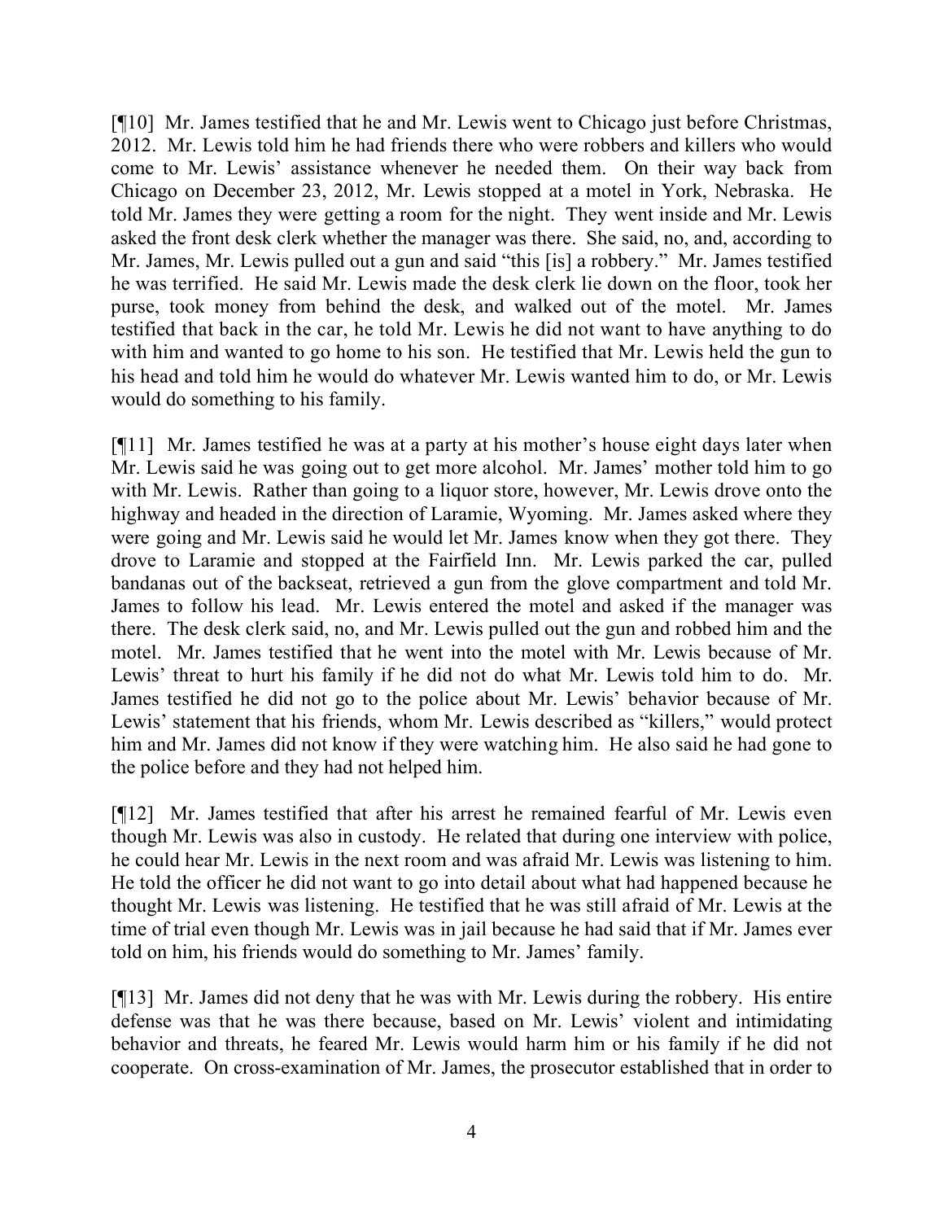[¶10] Mr. James testified that he and Mr. Lewis went to Chicago just before Christmas, 2012. Mr. Lewis told him he had friends there who were robbers and killers who would come to Mr. Lewis' assistance whenever he needed them. On their way back from Chicago on December 23, 2012, Mr. Lewis stopped at a motel in York, Nebraska. He told Mr. James they were getting a room for the night. They went inside and Mr. Lewis asked the front desk clerk whether the manager was there. She said, no, and, according to Mr. James, Mr. Lewis pulled out a gun and said "this [is] a robbery." Mr. James testified he was terrified. He said Mr. Lewis made the desk clerk lie down on the floor, took her purse, took money from behind the desk, and walked out of the motel. Mr. James testified that back in the car, he told Mr. Lewis he did not want to have anything to do with him and wanted to go home to his son. He testified that Mr. Lewis held the gun to his head and told him he would do whatever Mr. Lewis wanted him to do, or Mr. Lewis would do something to his family.

[¶11] Mr. James testified he was at a party at his mother's house eight days later when Mr. Lewis said he was going out to get more alcohol. Mr. James' mother told him to go with Mr. Lewis. Rather than going to a liquor store, however, Mr. Lewis drove onto the highway and headed in the direction of Laramie, Wyoming. Mr. James asked where they were going and Mr. Lewis said he would let Mr. James know when they got there. They drove to Laramie and stopped at the Fairfield Inn. Mr. Lewis parked the car, pulled bandanas out of the backseat, retrieved a gun from the glove compartment and told Mr. James to follow his lead. Mr. Lewis entered the motel and asked if the manager was there. The desk clerk said, no, and Mr. Lewis pulled out the gun and robbed him and the motel. Mr. James testified that he went into the motel with Mr. Lewis because of Mr. Lewis' threat to hurt his family if he did not do what Mr. Lewis told him to do. Mr. James testified he did not go to the police about Mr. Lewis' behavior because of Mr. Lewis' statement that his friends, whom Mr. Lewis described as "killers," would protect him and Mr. James did not know if they were watching him. He also said he had gone to the police before and they had not helped him.

[¶12] Mr. James testified that after his arrest he remained fearful of Mr. Lewis even though Mr. Lewis was also in custody. He related that during one interview with police, he could hear Mr. Lewis in the next room and was afraid Mr. Lewis was listening to him. He told the officer he did not want to go into detail about what had happened because he thought Mr. Lewis was listening. He testified that he was still afraid of Mr. Lewis at the time of trial even though Mr. Lewis was in jail because he had said that if Mr. James ever told on him, his friends would do something to Mr. James' family.

[¶13] Mr. James did not deny that he was with Mr. Lewis during the robbery. His entire defense was that he was there because, based on Mr. Lewis' violent and intimidating behavior and threats, he feared Mr. Lewis would harm him or his family if he did not cooperate. On cross-examination of Mr. James, the prosecutor established that in order to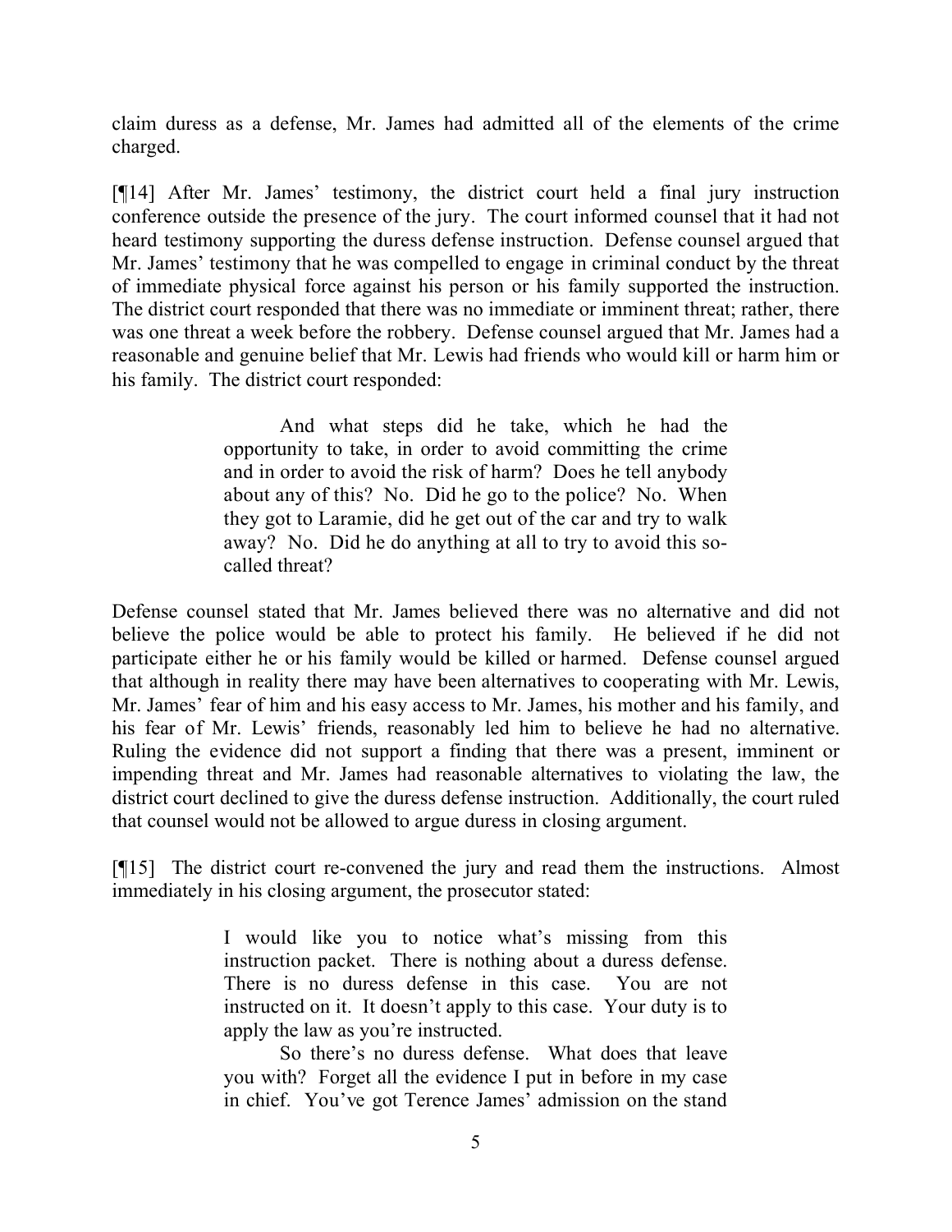claim duress as a defense, Mr. James had admitted all of the elements of the crime charged.

[¶14] After Mr. James' testimony, the district court held a final jury instruction conference outside the presence of the jury. The court informed counsel that it had not heard testimony supporting the duress defense instruction. Defense counsel argued that Mr. James' testimony that he was compelled to engage in criminal conduct by the threat of immediate physical force against his person or his family supported the instruction. The district court responded that there was no immediate or imminent threat; rather, there was one threat a week before the robbery. Defense counsel argued that Mr. James had a reasonable and genuine belief that Mr. Lewis had friends who would kill or harm him or his family. The district court responded:

> And what steps did he take, which he had the opportunity to take, in order to avoid committing the crime and in order to avoid the risk of harm? Does he tell anybody about any of this? No. Did he go to the police? No. When they got to Laramie, did he get out of the car and try to walk away? No. Did he do anything at all to try to avoid this so-called threat?

Defense counsel stated that Mr. James believed there was no alternative and did not believe the police would be able to protect his family. He believed if he did not participate either he or his family would be killed or harmed. Defense counsel argued that although in reality there may have been alternatives to cooperating with Mr. Lewis, Mr. James' fear of him and his easy access to Mr. James, his mother and his family, and his fear of Mr. Lewis' friends, reasonably led him to believe he had no alternative. Ruling the evidence did not support a finding that there was a present, imminent or impending threat and Mr. James had reasonable alternatives to violating the law, the district court declined to give the duress defense instruction. Additionally, the court ruled that counsel would not be allowed to argue duress in closing argument.

[¶15] The district court re-convened the jury and read them the instructions. Almost immediately in his closing argument, the prosecutor stated:

> I would like you to notice what's missing from this instruction packet. There is nothing about a duress defense. There is no duress defense in this case. You are not instructed on it. It doesn't apply to this case. Your duty is to apply the law as you're instructed.
>
> So there's no duress defense. What does that leave you with? Forget all the evidence I put in before in my case in chief. You've got Terence James' admission on the stand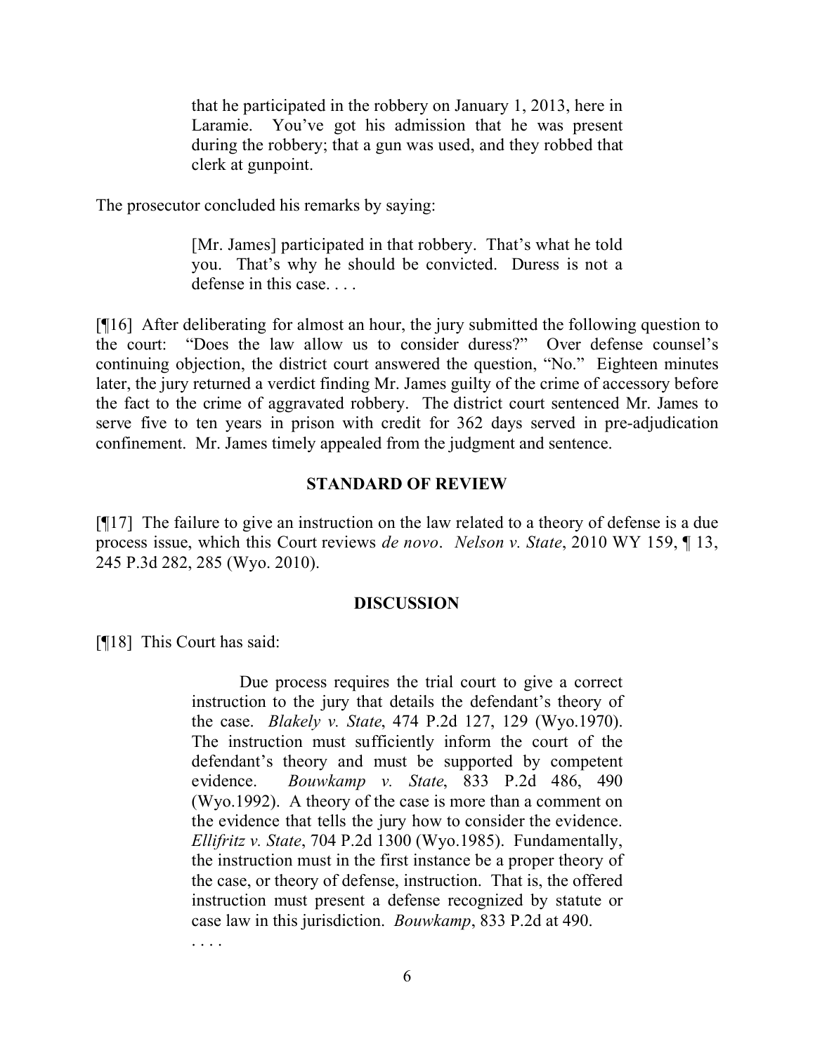> that he participated in the robbery on January 1, 2013, here in Laramie. You've got his admission that he was present during the robbery; that a gun was used, and they robbed that clerk at gunpoint.

The prosecutor concluded his remarks by saying:

> [Mr. James] participated in that robbery. That's what he told you. That's why he should be convicted. Duress is not a defense in this case. . . .

[¶16] After deliberating for almost an hour, the jury submitted the following question to the court: "Does the law allow us to consider duress?" Over defense counsel's continuing objection, the district court answered the question, "No." Eighteen minutes later, the jury returned a verdict finding Mr. James guilty of the crime of accessory before the fact to the crime of aggravated robbery. The district court sentenced Mr. James to serve five to ten years in prison with credit for 362 days served in pre-adjudication confinement. Mr. James timely appealed from the judgment and sentence.

## STANDARD OF REVIEW

[¶17] The failure to give an instruction on the law related to a theory of defense is a due process issue, which this Court reviews *de novo*. *Nelson v. State*, 2010 WY 159, ¶ 13, 245 P.3d 282, 285 (Wyo. 2010).

## DISCUSSION

[¶18] This Court has said:

> Due process requires the trial court to give a correct instruction to the jury that details the defendant's theory of the case. *Blakely v. State*, 474 P.2d 127, 129 (Wyo.1970). The instruction must sufficiently inform the court of the defendant's theory and must be supported by competent evidence. *Bouwkamp v. State*, 833 P.2d 486, 490 (Wyo.1992). A theory of the case is more than a comment on the evidence that tells the jury how to consider the evidence. *Ellifritz v. State*, 704 P.2d 1300 (Wyo.1985). Fundamentally, the instruction must in the first instance be a proper theory of the case, or theory of defense, instruction. That is, the offered instruction must present a defense recognized by statute or case law in this jurisdiction. *Bouwkamp*, 833 P.2d at 490.
>
> . . . .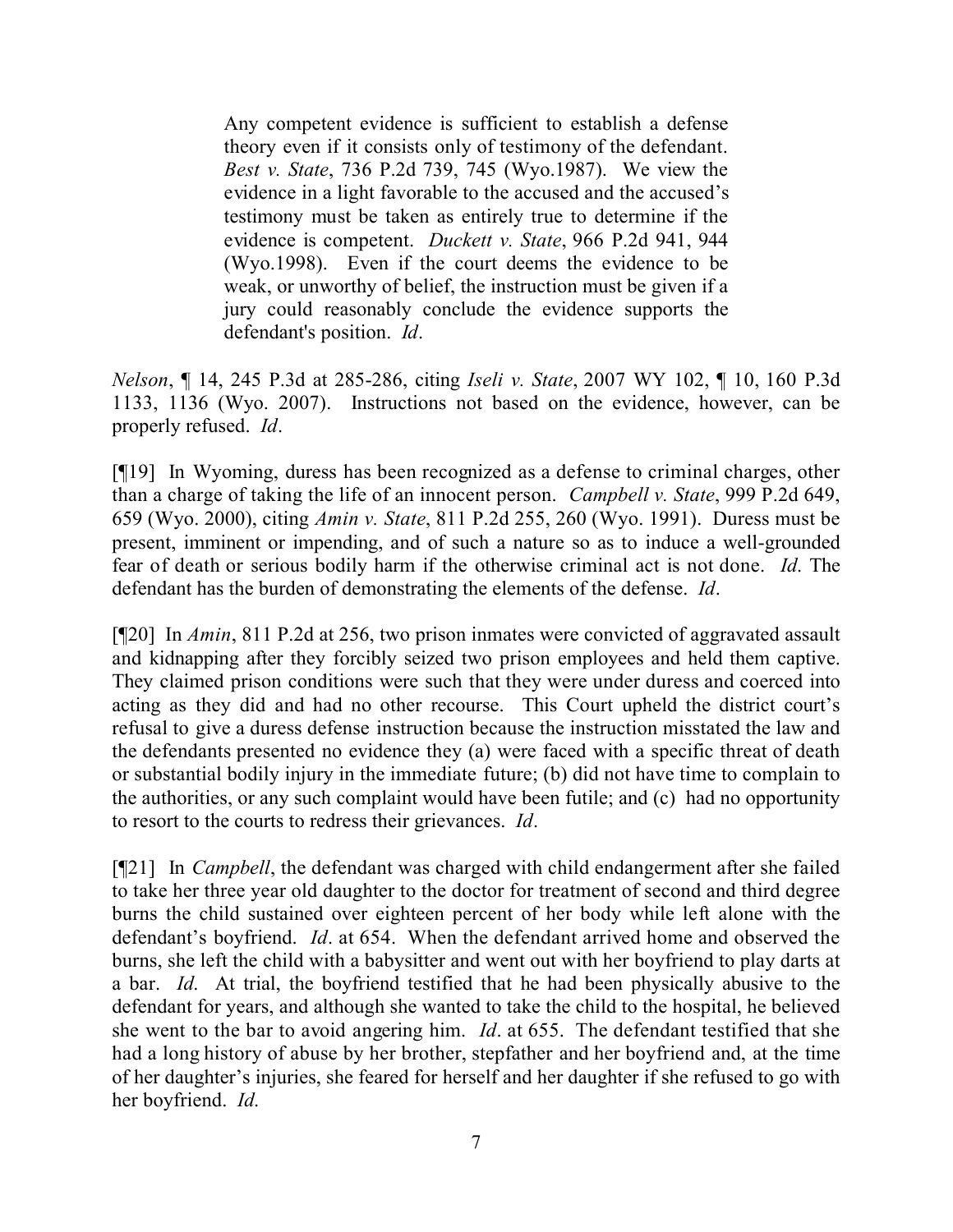> Any competent evidence is sufficient to establish a defense theory even if it consists only of testimony of the defendant. *Best v. State*, 736 P.2d 739, 745 (Wyo.1987). We view the evidence in a light favorable to the accused and the accused's testimony must be taken as entirely true to determine if the evidence is competent. *Duckett v. State*, 966 P.2d 941, 944 (Wyo.1998). Even if the court deems the evidence to be weak, or unworthy of belief, the instruction must be given if a jury could reasonably conclude the evidence supports the defendant's position. *Id*.

*Nelson*, ¶ 14, 245 P.3d at 285-286, citing *Iseli v. State*, 2007 WY 102, ¶ 10, 160 P.3d 1133, 1136 (Wyo. 2007). Instructions not based on the evidence, however, can be properly refused. *Id*.

[¶19] In Wyoming, duress has been recognized as a defense to criminal charges, other than a charge of taking the life of an innocent person. *Campbell v. State*, 999 P.2d 649, 659 (Wyo. 2000), citing *Amin v. State*, 811 P.2d 255, 260 (Wyo. 1991). Duress must be present, imminent or impending, and of such a nature so as to induce a well-grounded fear of death or serious bodily harm if the otherwise criminal act is not done. *Id*. The defendant has the burden of demonstrating the elements of the defense. *Id*.

[¶20] In *Amin*, 811 P.2d at 256, two prison inmates were convicted of aggravated assault and kidnapping after they forcibly seized two prison employees and held them captive. They claimed prison conditions were such that they were under duress and coerced into acting as they did and had no other recourse. This Court upheld the district court's refusal to give a duress defense instruction because the instruction misstated the law and the defendants presented no evidence they (a) were faced with a specific threat of death or substantial bodily injury in the immediate future; (b) did not have time to complain to the authorities, or any such complaint would have been futile; and (c) had no opportunity to resort to the courts to redress their grievances. *Id*.

[¶21] In *Campbell*, the defendant was charged with child endangerment after she failed to take her three year old daughter to the doctor for treatment of second and third degree burns the child sustained over eighteen percent of her body while left alone with the defendant's boyfriend. *Id*. at 654. When the defendant arrived home and observed the burns, she left the child with a babysitter and went out with her boyfriend to play darts at a bar. *Id*. At trial, the boyfriend testified that he had been physically abusive to the defendant for years, and although she wanted to take the child to the hospital, he believed she went to the bar to avoid angering him. *Id*. at 655. The defendant testified that she had a long history of abuse by her brother, stepfather and her boyfriend and, at the time of her daughter's injuries, she feared for herself and her daughter if she refused to go with her boyfriend. *Id*.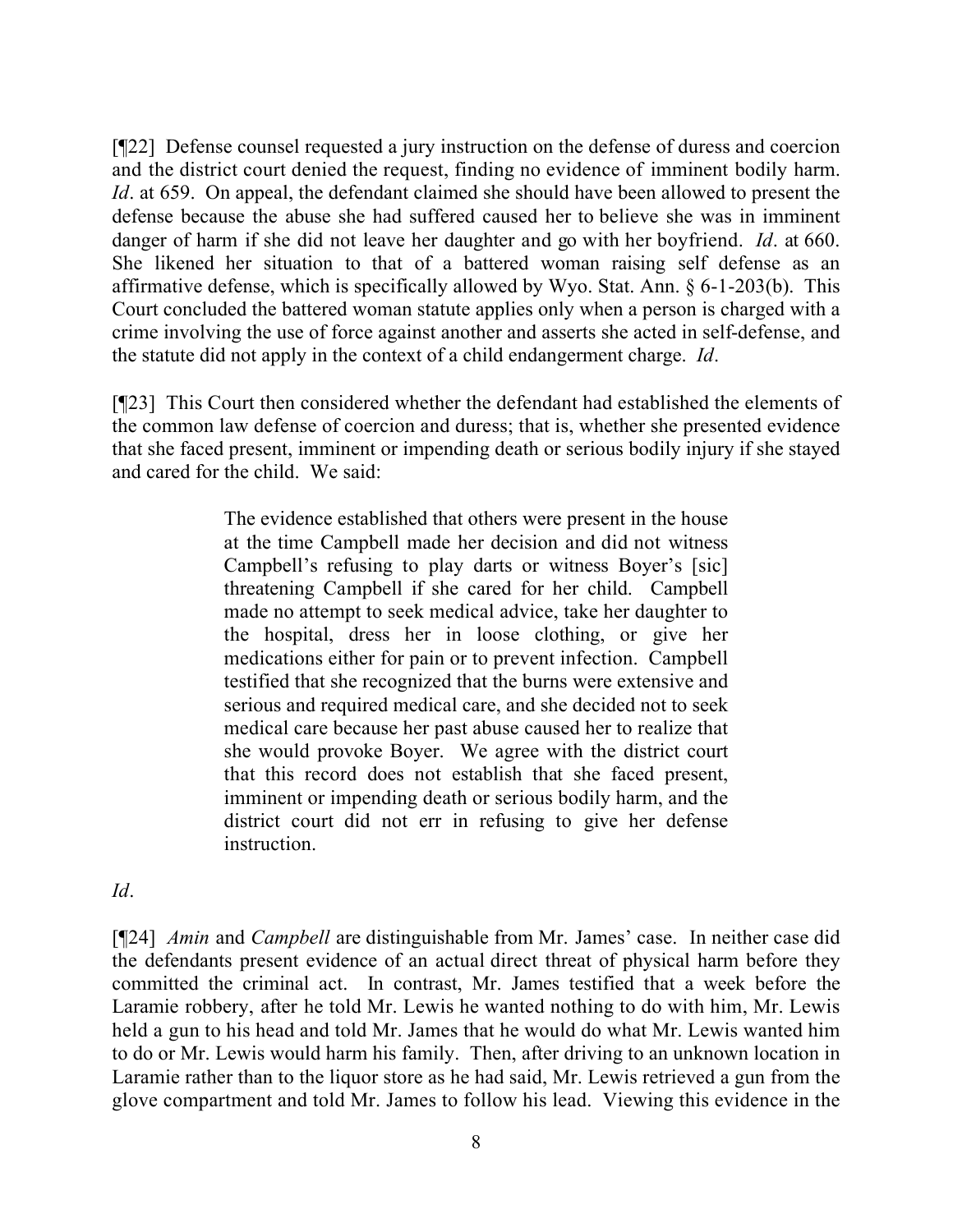[¶22] Defense counsel requested a jury instruction on the defense of duress and coercion and the district court denied the request, finding no evidence of imminent bodily harm. *Id*. at 659. On appeal, the defendant claimed she should have been allowed to present the defense because the abuse she had suffered caused her to believe she was in imminent danger of harm if she did not leave her daughter and go with her boyfriend. *Id*. at 660. She likened her situation to that of a battered woman raising self defense as an affirmative defense, which is specifically allowed by Wyo. Stat. Ann. § 6-1-203(b). This Court concluded the battered woman statute applies only when a person is charged with a crime involving the use of force against another and asserts she acted in self-defense, and the statute did not apply in the context of a child endangerment charge. *Id*.

[¶23] This Court then considered whether the defendant had established the elements of the common law defense of coercion and duress; that is, whether she presented evidence that she faced present, imminent or impending death or serious bodily injury if she stayed and cared for the child. We said:

> The evidence established that others were present in the house at the time Campbell made her decision and did not witness Campbell's refusing to play darts or witness Boyer's [sic] threatening Campbell if she cared for her child. Campbell made no attempt to seek medical advice, take her daughter to the hospital, dress her in loose clothing, or give her medications either for pain or to prevent infection. Campbell testified that she recognized that the burns were extensive and serious and required medical care, and she decided not to seek medical care because her past abuse caused her to realize that she would provoke Boyer. We agree with the district court that this record does not establish that she faced present, imminent or impending death or serious bodily harm, and the district court did not err in refusing to give her defense instruction.

*Id*.

[¶24] *Amin* and *Campbell* are distinguishable from Mr. James' case. In neither case did the defendants present evidence of an actual direct threat of physical harm before they committed the criminal act. In contrast, Mr. James testified that a week before the Laramie robbery, after he told Mr. Lewis he wanted nothing to do with him, Mr. Lewis held a gun to his head and told Mr. James that he would do what Mr. Lewis wanted him to do or Mr. Lewis would harm his family. Then, after driving to an unknown location in Laramie rather than to the liquor store as he had said, Mr. Lewis retrieved a gun from the glove compartment and told Mr. James to follow his lead. Viewing this evidence in the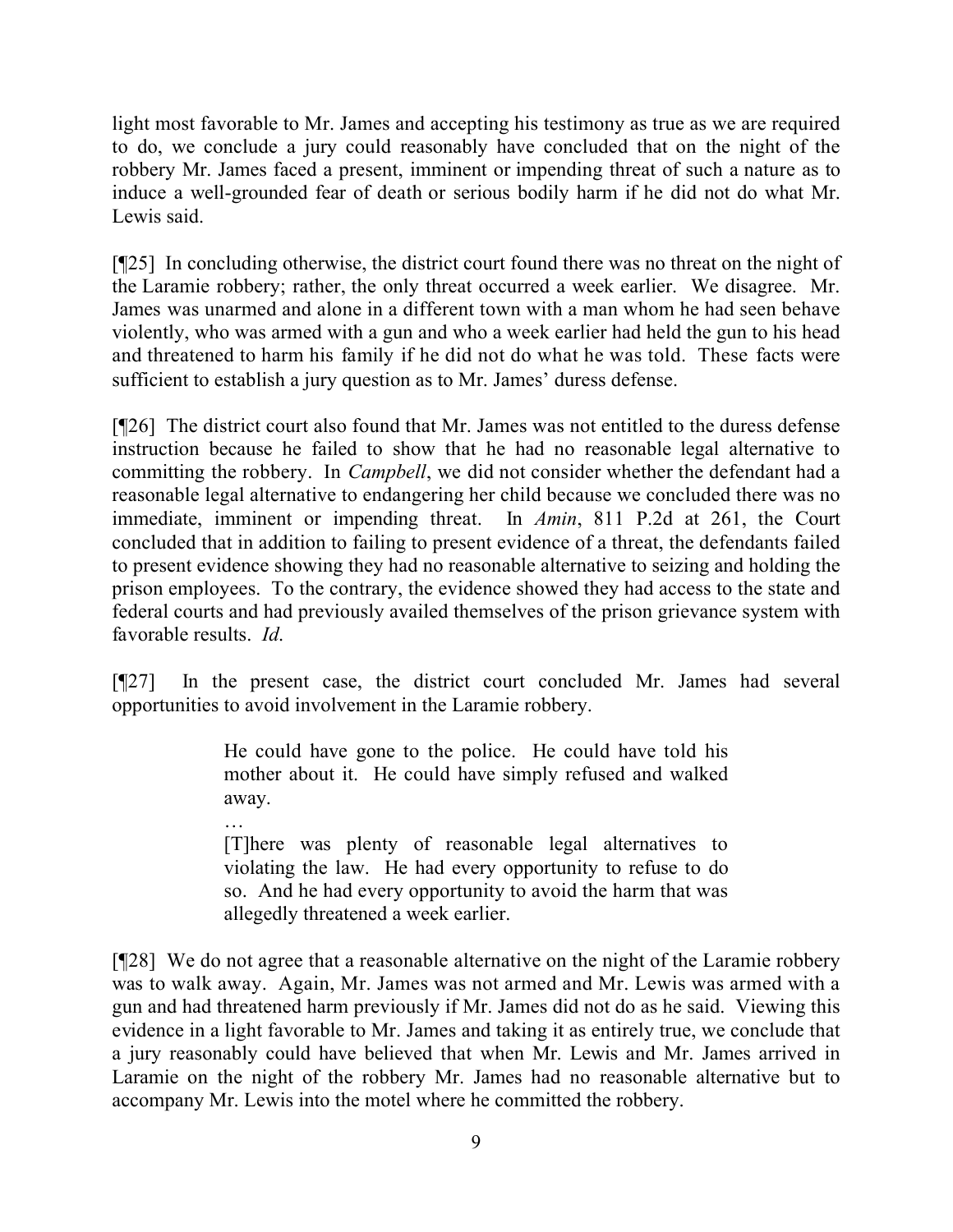light most favorable to Mr. James and accepting his testimony as true as we are required to do, we conclude a jury could reasonably have concluded that on the night of the robbery Mr. James faced a present, imminent or impending threat of such a nature as to induce a well-grounded fear of death or serious bodily harm if he did not do what Mr. Lewis said.

[¶25] In concluding otherwise, the district court found there was no threat on the night of the Laramie robbery; rather, the only threat occurred a week earlier. We disagree. Mr. James was unarmed and alone in a different town with a man whom he had seen behave violently, who was armed with a gun and who a week earlier had held the gun to his head and threatened to harm his family if he did not do what he was told. These facts were sufficient to establish a jury question as to Mr. James' duress defense.

[¶26] The district court also found that Mr. James was not entitled to the duress defense instruction because he failed to show that he had no reasonable legal alternative to committing the robbery. In *Campbell*, we did not consider whether the defendant had a reasonable legal alternative to endangering her child because we concluded there was no immediate, imminent or impending threat. In *Amin*, 811 P.2d at 261, the Court concluded that in addition to failing to present evidence of a threat, the defendants failed to present evidence showing they had no reasonable alternative to seizing and holding the prison employees. To the contrary, the evidence showed they had access to the state and federal courts and had previously availed themselves of the prison grievance system with favorable results. *Id.*

[¶27] In the present case, the district court concluded Mr. James had several opportunities to avoid involvement in the Laramie robbery.

> He could have gone to the police. He could have told his mother about it. He could have simply refused and walked away.
>
> …
>
> [T]here was plenty of reasonable legal alternatives to violating the law. He had every opportunity to refuse to do so. And he had every opportunity to avoid the harm that was allegedly threatened a week earlier.

[¶28] We do not agree that a reasonable alternative on the night of the Laramie robbery was to walk away. Again, Mr. James was not armed and Mr. Lewis was armed with a gun and had threatened harm previously if Mr. James did not do as he said. Viewing this evidence in a light favorable to Mr. James and taking it as entirely true, we conclude that a jury reasonably could have believed that when Mr. Lewis and Mr. James arrived in Laramie on the night of the robbery Mr. James had no reasonable alternative but to accompany Mr. Lewis into the motel where he committed the robbery.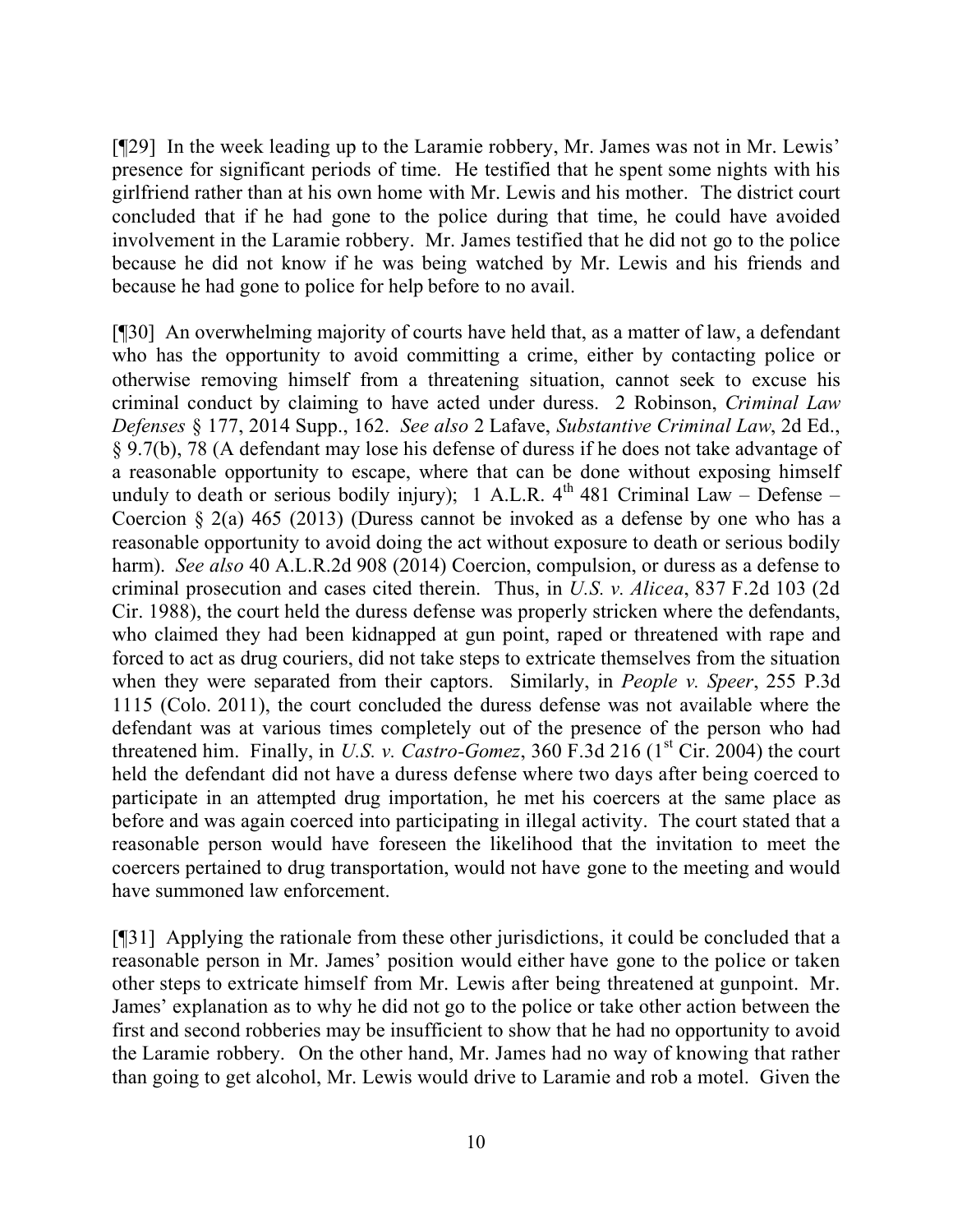[¶29] In the week leading up to the Laramie robbery, Mr. James was not in Mr. Lewis' presence for significant periods of time. He testified that he spent some nights with his girlfriend rather than at his own home with Mr. Lewis and his mother. The district court concluded that if he had gone to the police during that time, he could have avoided involvement in the Laramie robbery. Mr. James testified that he did not go to the police because he did not know if he was being watched by Mr. Lewis and his friends and because he had gone to police for help before to no avail.

[¶30] An overwhelming majority of courts have held that, as a matter of law, a defendant who has the opportunity to avoid committing a crime, either by contacting police or otherwise removing himself from a threatening situation, cannot seek to excuse his criminal conduct by claiming to have acted under duress. 2 Robinson, *Criminal Law Defenses* § 177, 2014 Supp., 162. *See also* 2 Lafave, *Substantive Criminal Law*, 2d Ed., § 9.7(b), 78 (A defendant may lose his defense of duress if he does not take advantage of a reasonable opportunity to escape, where that can be done without exposing himself unduly to death or serious bodily injury); 1 A.L.R. 4th 481 Criminal Law – Defense – Coercion § 2(a) 465 (2013) (Duress cannot be invoked as a defense by one who has a reasonable opportunity to avoid doing the act without exposure to death or serious bodily harm). *See also* 40 A.L.R.2d 908 (2014) Coercion, compulsion, or duress as a defense to criminal prosecution and cases cited therein. Thus, in *U.S. v. Alicea*, 837 F.2d 103 (2d Cir. 1988), the court held the duress defense was properly stricken where the defendants, who claimed they had been kidnapped at gun point, raped or threatened with rape and forced to act as drug couriers, did not take steps to extricate themselves from the situation when they were separated from their captors. Similarly, in *People v. Speer*, 255 P.3d 1115 (Colo. 2011), the court concluded the duress defense was not available where the defendant was at various times completely out of the presence of the person who had threatened him. Finally, in *U.S. v. Castro-Gomez*, 360 F.3d 216 (1st Cir. 2004) the court held the defendant did not have a duress defense where two days after being coerced to participate in an attempted drug importation, he met his coercers at the same place as before and was again coerced into participating in illegal activity. The court stated that a reasonable person would have foreseen the likelihood that the invitation to meet the coercers pertained to drug transportation, would not have gone to the meeting and would have summoned law enforcement.

[¶31] Applying the rationale from these other jurisdictions, it could be concluded that a reasonable person in Mr. James' position would either have gone to the police or taken other steps to extricate himself from Mr. Lewis after being threatened at gunpoint. Mr. James' explanation as to why he did not go to the police or take other action between the first and second robberies may be insufficient to show that he had no opportunity to avoid the Laramie robbery. On the other hand, Mr. James had no way of knowing that rather than going to get alcohol, Mr. Lewis would drive to Laramie and rob a motel. Given the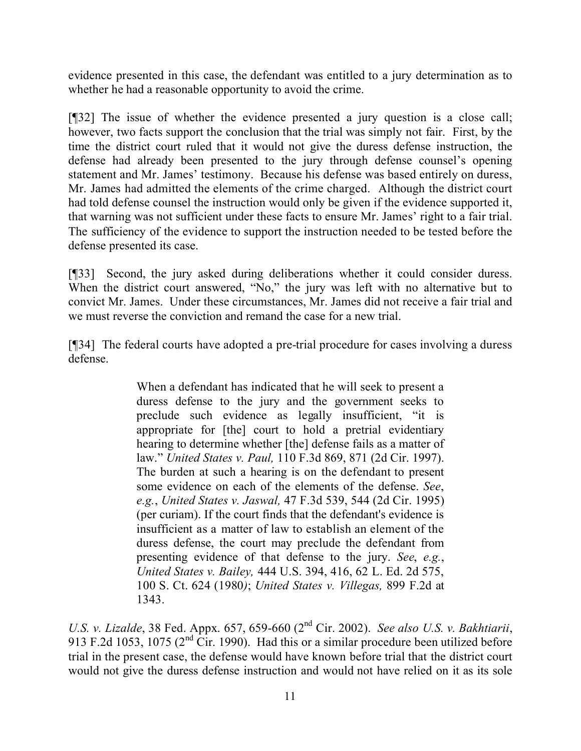evidence presented in this case, the defendant was entitled to a jury determination as to whether he had a reasonable opportunity to avoid the crime.

[¶32] The issue of whether the evidence presented a jury question is a close call; however, two facts support the conclusion that the trial was simply not fair. First, by the time the district court ruled that it would not give the duress defense instruction, the defense had already been presented to the jury through defense counsel's opening statement and Mr. James' testimony. Because his defense was based entirely on duress, Mr. James had admitted the elements of the crime charged. Although the district court had told defense counsel the instruction would only be given if the evidence supported it, that warning was not sufficient under these facts to ensure Mr. James' right to a fair trial. The sufficiency of the evidence to support the instruction needed to be tested before the defense presented its case.

[¶33] Second, the jury asked during deliberations whether it could consider duress. When the district court answered, "No," the jury was left with no alternative but to convict Mr. James. Under these circumstances, Mr. James did not receive a fair trial and we must reverse the conviction and remand the case for a new trial.

[¶34] The federal courts have adopted a pre-trial procedure for cases involving a duress defense.

> When a defendant has indicated that he will seek to present a duress defense to the jury and the government seeks to preclude such evidence as legally insufficient, "it is appropriate for [the] court to hold a pretrial evidentiary hearing to determine whether [the] defense fails as a matter of law." *United States v. Paul,* 110 F.3d 869, 871 (2d Cir. 1997). The burden at such a hearing is on the defendant to present some evidence on each of the elements of the defense. *See*, *e.g.*, *United States v. Jaswal,* 47 F.3d 539, 544 (2d Cir. 1995) (per curiam). If the court finds that the defendant's evidence is insufficient as a matter of law to establish an element of the duress defense, the court may preclude the defendant from presenting evidence of that defense to the jury. *See*, *e.g.*, *United States v. Bailey,* 444 U.S. 394, 416, 62 L. Ed. 2d 575, 100 S. Ct. 624 (1980); *United States v. Villegas,* 899 F.2d at 1343.

*U.S. v. Lizalde*, 38 Fed. Appx. 657, 659-660 (2nd Cir. 2002). *See also U.S. v. Bakhtiarii*, 913 F.2d 1053, 1075 (2nd Cir. 1990). Had this or a similar procedure been utilized before trial in the present case, the defense would have known before trial that the district court would not give the duress defense instruction and would not have relied on it as its sole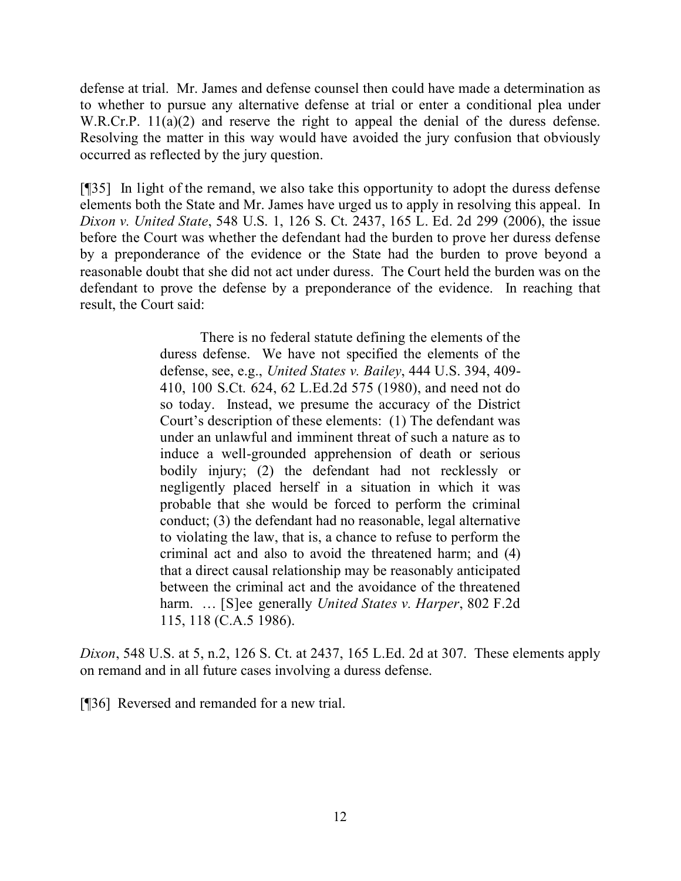defense at trial. Mr. James and defense counsel then could have made a determination as to whether to pursue any alternative defense at trial or enter a conditional plea under W.R.Cr.P. 11(a)(2) and reserve the right to appeal the denial of the duress defense. Resolving the matter in this way would have avoided the jury confusion that obviously occurred as reflected by the jury question.

[¶35] In light of the remand, we also take this opportunity to adopt the duress defense elements both the State and Mr. James have urged us to apply in resolving this appeal. In *Dixon v. United State*, 548 U.S. 1, 126 S. Ct. 2437, 165 L. Ed. 2d 299 (2006), the issue before the Court was whether the defendant had the burden to prove her duress defense by a preponderance of the evidence or the State had the burden to prove beyond a reasonable doubt that she did not act under duress. The Court held the burden was on the defendant to prove the defense by a preponderance of the evidence. In reaching that result, the Court said:

> There is no federal statute defining the elements of the duress defense. We have not specified the elements of the defense, see, e.g., *United States v. Bailey*, 444 U.S. 394, 409-410, 100 S.Ct. 624, 62 L.Ed.2d 575 (1980), and need not do so today. Instead, we presume the accuracy of the District Court's description of these elements: (1) The defendant was under an unlawful and imminent threat of such a nature as to induce a well-grounded apprehension of death or serious bodily injury; (2) the defendant had not recklessly or negligently placed herself in a situation in which it was probable that she would be forced to perform the criminal conduct; (3) the defendant had no reasonable, legal alternative to violating the law, that is, a chance to refuse to perform the criminal act and also to avoid the threatened harm; and (4) that a direct causal relationship may be reasonably anticipated between the criminal act and the avoidance of the threatened harm. … [S]ee generally *United States v. Harper*, 802 F.2d 115, 118 (C.A.5 1986).

*Dixon*, 548 U.S. at 5, n.2, 126 S. Ct. at 2437, 165 L.Ed. 2d at 307. These elements apply on remand and in all future cases involving a duress defense.

[¶36] Reversed and remanded for a new trial.